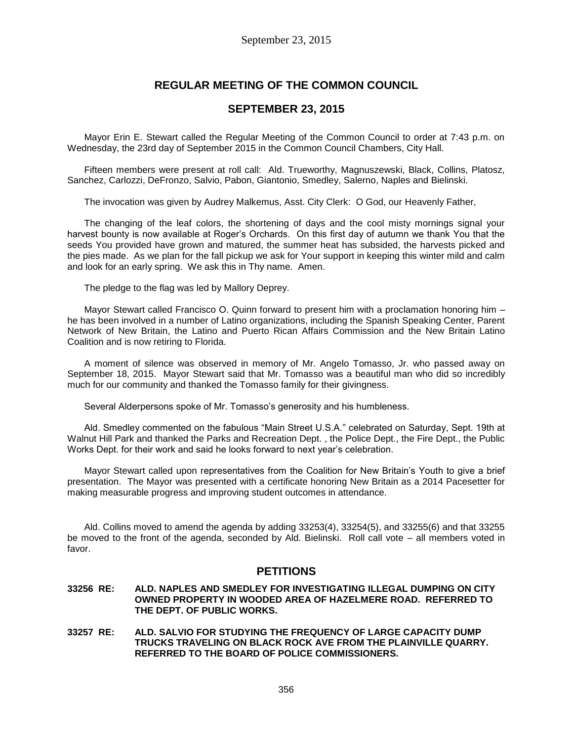# REGULAR MEETING OF THE COMMON COUNCIL

## SEPTEMBER 23, 2015

Mayor Erin E. Stewart called the Regular Meeting of the Common Council to order at 7:43 p.m. on Wednesday, the 23rd day of September 2015 in the Common Council Chambers, City Hall.

Fifteen members were present at roll call: Ald. Trueworthy, Magnuszewski, Black, Collins, Platosz, Sanchez, Carlozzi, DeFronzo, Salvio, Pabon, Giantonio, Smedley, Salerno, Naples and Bielinski.

The invocation was given by Audrey Malkemus, Asst. City Clerk: O God, our Heavenly Father,

The changing of the leaf colors, the shortening of days and the cool misty mornings signal your harvest bounty is now available at Roger's Orchards. On this first day of autumn we thank You that the seeds You provided have grown and matured, the summer heat has subsided, the harvests picked and the pies made. As we plan for the fall pickup we ask for Your support in keeping this winter mild and calm and look for an early spring. We ask this in Thy name. Amen.

The pledge to the flag was led by Mallory Deprey.

Mayor Stewart called Francisco O. Quinn forward to present him with a proclamation honoring him – he has been involved in a number of Latino organizations, including the Spanish Speaking Center, Parent Network of New Britain, the Latino and Puerto Rican Affairs Commission and the New Britain Latino Coalition and is now retiring to Florida.

A moment of silence was observed in memory of Mr. Angelo Tomasso, Jr. who passed away on September 18, 2015. Mayor Stewart said that Mr. Tomasso was a beautiful man who did so incredibly much for our community and thanked the Tomasso family for their givingness.

Several Alderpersons spoke of Mr. Tomasso's generosity and his humbleness.

Ald. Smedley commented on the fabulous "Main Street U.S.A." celebrated on Saturday, Sept. 19th at Walnut Hill Park and thanked the Parks and Recreation Dept. , the Police Dept., the Fire Dept., the Public Works Dept. for their work and said he looks forward to next year's celebration.

Mayor Stewart called upon representatives from the Coalition for New Britain's Youth to give a brief presentation. The Mayor was presented with a certificate honoring New Britain as a 2014 Pacesetter for making measurable progress and improving student outcomes in attendance.

Ald. Collins moved to amend the agenda by adding 33253(4), 33254(5), and 33255(6) and that 33255 be moved to the front of the agenda, seconded by Ald. Bielinski. Roll call vote – all members voted in favor.

## PETITIONS

**33256 RE: ALD. NAPLES AND SMEDLEY FOR INVESTIGATING ILLEGAL DUMPING ON CITY OWNED PROPERTY IN WOODED AREA OF HAZELMERE ROAD. REFERRED TO THE DEPT. OF PUBLIC WORKS.**

**33257 RE: ALD. SALVIO FOR STUDYING THE FREQUENCY OF LARGE CAPACITY DUMP TRUCKS TRAVELING ON BLACK ROCK AVE FROM THE PLAINVILLE QUARRY. REFERRED TO THE BOARD OF POLICE COMMISSIONERS.**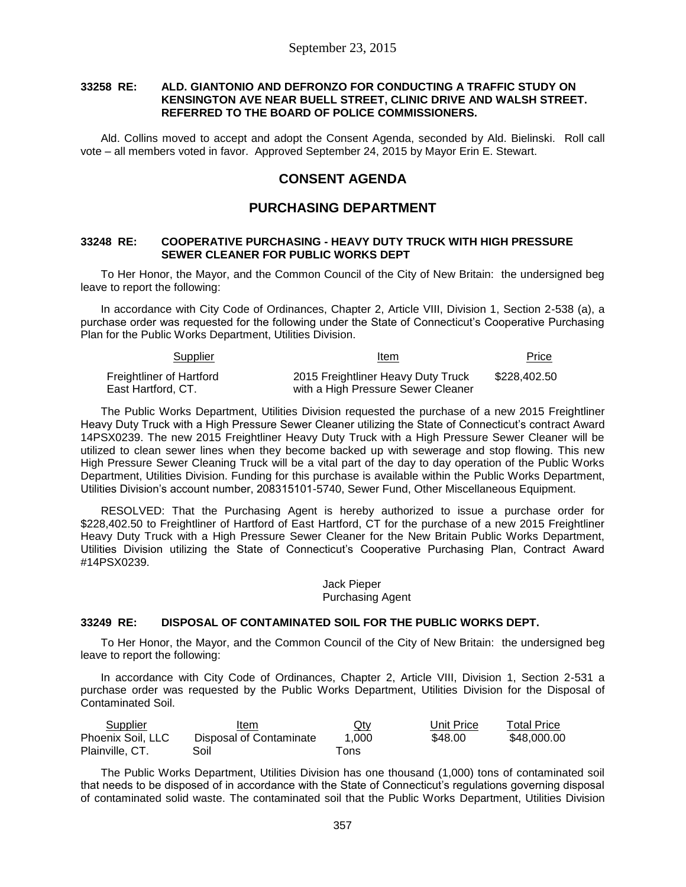September 23, 2015

**33258 RE: ALD. GIANTONIO AND DEFRONZO FOR CONDUCTING A TRAFFIC STUDY ON KENSINGTON AVE NEAR BUELL STREET, CLINIC DRIVE AND WALSH STREET. REFERRED TO THE BOARD OF POLICE COMMISSIONERS.**

Ald. Collins moved to accept and adopt the Consent Agenda, seconded by Ald. Bielinski. Roll call vote – all members voted in favor. Approved September 24, 2015 by Mayor Erin E. Stewart.

## CONSENT AGENDA

## PURCHASING DEPARTMENT

**33248 RE: COOPERATIVE PURCHASING - HEAVY DUTY TRUCK WITH HIGH PRESSURE SEWER CLEANER FOR PUBLIC WORKS DEPT**

To Her Honor, the Mayor, and the Common Council of the City of New Britain: the undersigned beg leave to report the following:

In accordance with City Code of Ordinances, Chapter 2, Article VIII, Division 1, Section 2-538 (a), a purchase order was requested for the following under the State of Connecticut's Cooperative Purchasing Plan for the Public Works Department, Utilities Division.

| Supplier | Item | Price |
|---|---|---|
| Freightliner of Hartford East Hartford, CT. | 2015 Freightliner Heavy Duty Truck with a High Pressure Sewer Cleaner | $228,402.50 |

The Public Works Department, Utilities Division requested the purchase of a new 2015 Freightliner Heavy Duty Truck with a High Pressure Sewer Cleaner utilizing the State of Connecticut's contract Award 14PSX0239. The new 2015 Freightliner Heavy Duty Truck with a High Pressure Sewer Cleaner will be utilized to clean sewer lines when they become backed up with sewerage and stop flowing. This new High Pressure Sewer Cleaning Truck will be a vital part of the day to day operation of the Public Works Department, Utilities Division. Funding for this purchase is available within the Public Works Department, Utilities Division's account number, 208315101-5740, Sewer Fund, Other Miscellaneous Equipment.

RESOLVED: That the Purchasing Agent is hereby authorized to issue a purchase order for $228,402.50 to Freightliner of Hartford of East Hartford, CT for the purchase of a new 2015 Freightliner Heavy Duty Truck with a High Pressure Sewer Cleaner for the New Britain Public Works Department, Utilities Division utilizing the State of Connecticut's Cooperative Purchasing Plan, Contract Award #14PSX0239.

Jack Pieper
Purchasing Agent

**33249 RE: DISPOSAL OF CONTAMINATED SOIL FOR THE PUBLIC WORKS DEPT.**

To Her Honor, the Mayor, and the Common Council of the City of New Britain: the undersigned beg leave to report the following:

In accordance with City Code of Ordinances, Chapter 2, Article VIII, Division 1, Section 2-531 a purchase order was requested by the Public Works Department, Utilities Division for the Disposal of Contaminated Soil.

| Supplier | Item | Qty | Unit Price | Total Price |
|---|---|---|---|---|
| Phoenix Soil, LLC Plainville, CT. | Disposal of Contaminate Soil | 1,000 Tons | $48.00 | $48,000.00 |

The Public Works Department, Utilities Division has one thousand (1,000) tons of contaminated soil that needs to be disposed of in accordance with the State of Connecticut's regulations governing disposal of contaminated solid waste. The contaminated soil that the Public Works Department, Utilities Division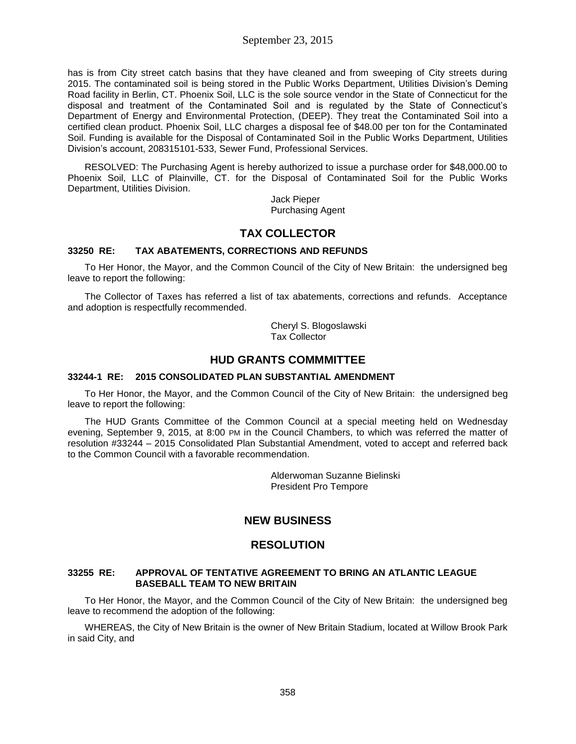has is from City street catch basins that they have cleaned and from sweeping of City streets during 2015. The contaminated soil is being stored in the Public Works Department, Utilities Division's Deming Road facility in Berlin, CT. Phoenix Soil, LLC is the sole source vendor in the State of Connecticut for the disposal and treatment of the Contaminated Soil and is regulated by the State of Connecticut's Department of Energy and Environmental Protection, (DEEP). They treat the Contaminated Soil into a certified clean product. Phoenix Soil, LLC charges a disposal fee of $48.00 per ton for the Contaminated Soil. Funding is available for the Disposal of Contaminated Soil in the Public Works Department, Utilities Division's account, 208315101-533, Sewer Fund, Professional Services.

RESOLVED: The Purchasing Agent is hereby authorized to issue a purchase order for $48,000.00 to Phoenix Soil, LLC of Plainville, CT. for the Disposal of Contaminated Soil for the Public Works Department, Utilities Division.

Jack Pieper
Purchasing Agent

## TAX COLLECTOR

**33250 RE: TAX ABATEMENTS, CORRECTIONS AND REFUNDS**

To Her Honor, the Mayor, and the Common Council of the City of New Britain: the undersigned beg leave to report the following:

The Collector of Taxes has referred a list of tax abatements, corrections and refunds. Acceptance and adoption is respectfully recommended.

Cheryl S. Blogoslawski
Tax Collector

## HUD GRANTS COMMMITTEE

**33244-1 RE: 2015 CONSOLIDATED PLAN SUBSTANTIAL AMENDMENT**

To Her Honor, the Mayor, and the Common Council of the City of New Britain: the undersigned beg leave to report the following:

The HUD Grants Committee of the Common Council at a special meeting held on Wednesday evening, September 9, 2015, at 8:00 PM in the Council Chambers, to which was referred the matter of resolution #33244 – 2015 Consolidated Plan Substantial Amendment, voted to accept and referred back to the Common Council with a favorable recommendation.

Alderwoman Suzanne Bielinski
President Pro Tempore

## NEW BUSINESS

## RESOLUTION

**33255 RE: APPROVAL OF TENTATIVE AGREEMENT TO BRING AN ATLANTIC LEAGUE BASEBALL TEAM TO NEW BRITAIN**

To Her Honor, the Mayor, and the Common Council of the City of New Britain: the undersigned beg leave to recommend the adoption of the following:

WHEREAS, the City of New Britain is the owner of New Britain Stadium, located at Willow Brook Park in said City, and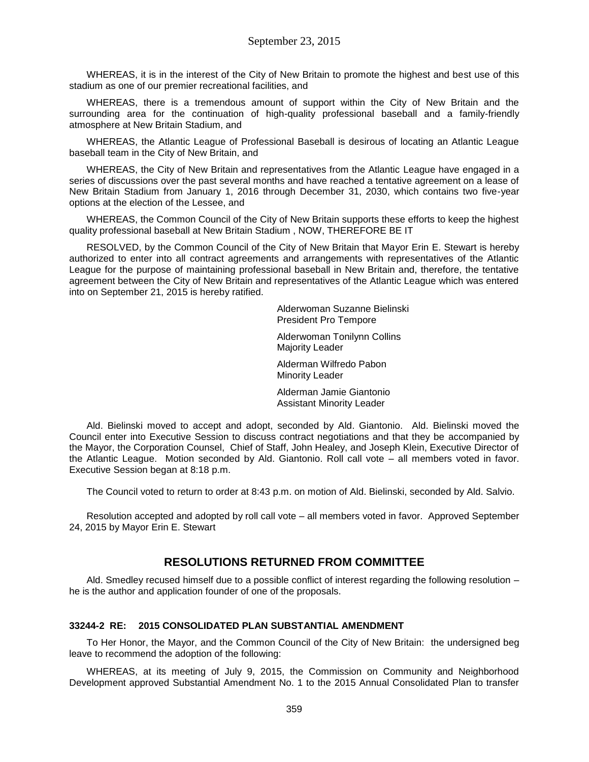WHEREAS, it is in the interest of the City of New Britain to promote the highest and best use of this stadium as one of our premier recreational facilities, and

WHEREAS, there is a tremendous amount of support within the City of New Britain and the surrounding area for the continuation of high-quality professional baseball and a family-friendly atmosphere at New Britain Stadium, and

WHEREAS, the Atlantic League of Professional Baseball is desirous of locating an Atlantic League baseball team in the City of New Britain, and

WHEREAS, the City of New Britain and representatives from the Atlantic League have engaged in a series of discussions over the past several months and have reached a tentative agreement on a lease of New Britain Stadium from January 1, 2016 through December 31, 2030, which contains two five-year options at the election of the Lessee, and

WHEREAS, the Common Council of the City of New Britain supports these efforts to keep the highest quality professional baseball at New Britain Stadium , NOW, THEREFORE BE IT

RESOLVED, by the Common Council of the City of New Britain that Mayor Erin E. Stewart is hereby authorized to enter into all contract agreements and arrangements with representatives of the Atlantic League for the purpose of maintaining professional baseball in New Britain and, therefore, the tentative agreement between the City of New Britain and representatives of the Atlantic League which was entered into on September 21, 2015 is hereby ratified.

Alderwoman Suzanne Bielinski
President Pro Tempore

Alderwoman Tonilynn Collins
Majority Leader

Alderman Wilfredo Pabon
Minority Leader

Alderman Jamie Giantonio
Assistant Minority Leader

Ald. Bielinski moved to accept and adopt, seconded by Ald. Giantonio. Ald. Bielinski moved the Council enter into Executive Session to discuss contract negotiations and that they be accompanied by the Mayor, the Corporation Counsel, Chief of Staff, John Healey, and Joseph Klein, Executive Director of the Atlantic League. Motion seconded by Ald. Giantonio. Roll call vote – all members voted in favor. Executive Session began at 8:18 p.m.

The Council voted to return to order at 8:43 p.m. on motion of Ald. Bielinski, seconded by Ald. Salvio.

Resolution accepted and adopted by roll call vote – all members voted in favor. Approved September 24, 2015 by Mayor Erin E. Stewart

## RESOLUTIONS RETURNED FROM COMMITTEE

Ald. Smedley recused himself due to a possible conflict of interest regarding the following resolution – he is the author and application founder of one of the proposals.

**33244-2 RE: 2015 CONSOLIDATED PLAN SUBSTANTIAL AMENDMENT**

To Her Honor, the Mayor, and the Common Council of the City of New Britain: the undersigned beg leave to recommend the adoption of the following:

WHEREAS, at its meeting of July 9, 2015, the Commission on Community and Neighborhood Development approved Substantial Amendment No. 1 to the 2015 Annual Consolidated Plan to transfer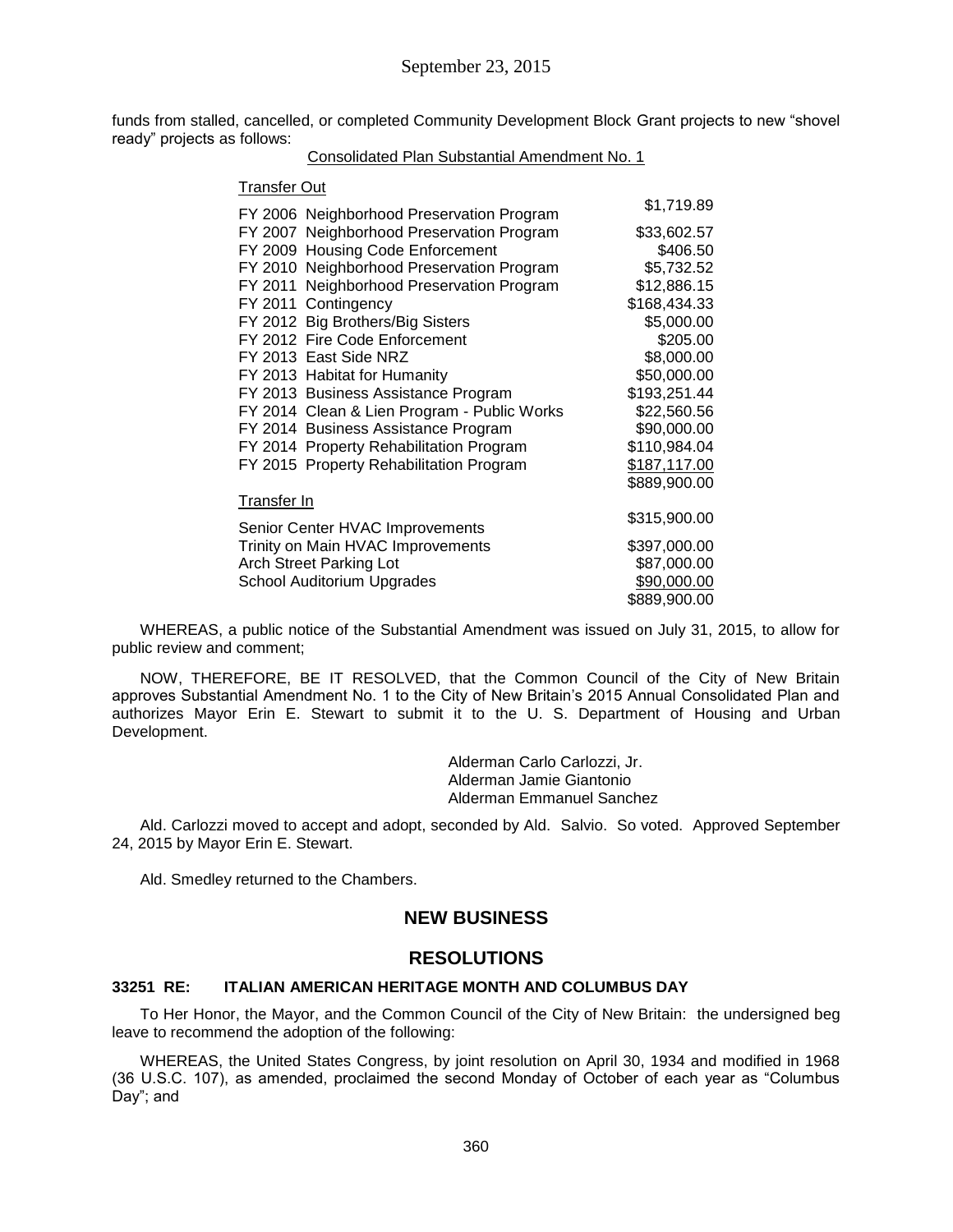funds from stalled, cancelled, or completed Community Development Block Grant projects to new "shovel ready" projects as follows:

Consolidated Plan Substantial Amendment No. 1

| Transfer Out | |
|---|---|
| FY 2006 Neighborhood Preservation Program | $1,719.89 |
| FY 2007 Neighborhood Preservation Program | $33,602.57 |
| FY 2009 Housing Code Enforcement | $406.50 |
| FY 2010 Neighborhood Preservation Program | $5,732.52 |
| FY 2011 Neighborhood Preservation Program | $12,886.15 |
| FY 2011 Contingency | $168,434.33 |
| FY 2012 Big Brothers/Big Sisters | $5,000.00 |
| FY 2012 Fire Code Enforcement | $205.00 |
| FY 2013 East Side NRZ | $8,000.00 |
| FY 2013 Habitat for Humanity | $50,000.00 |
| FY 2013 Business Assistance Program | $193,251.44 |
| FY 2014 Clean & Lien Program - Public Works | $22,560.56 |
| FY 2014 Business Assistance Program | $90,000.00 |
| FY 2014 Property Rehabilitation Program | $110,984.04 |
| FY 2015 Property Rehabilitation Program | $187,117.00 |
| | $889,900.00 |
| **Transfer In** | |
| Senior Center HVAC Improvements | $315,900.00 |
| Trinity on Main HVAC Improvements | $397,000.00 |
| Arch Street Parking Lot | $87,000.00 |
| School Auditorium Upgrades | $90,000.00 |
| | $889,900.00 |

WHEREAS, a public notice of the Substantial Amendment was issued on July 31, 2015, to allow for public review and comment;

NOW, THEREFORE, BE IT RESOLVED, that the Common Council of the City of New Britain approves Substantial Amendment No. 1 to the City of New Britain's 2015 Annual Consolidated Plan and authorizes Mayor Erin E. Stewart to submit it to the U. S. Department of Housing and Urban Development.

Alderman Carlo Carlozzi, Jr.
Alderman Jamie Giantonio
Alderman Emmanuel Sanchez

Ald. Carlozzi moved to accept and adopt, seconded by Ald. Salvio. So voted. Approved September 24, 2015 by Mayor Erin E. Stewart.

Ald. Smedley returned to the Chambers.

## NEW BUSINESS

## RESOLUTIONS

### 33251 RE: ITALIAN AMERICAN HERITAGE MONTH AND COLUMBUS DAY

To Her Honor, the Mayor, and the Common Council of the City of New Britain: the undersigned beg leave to recommend the adoption of the following:

WHEREAS, the United States Congress, by joint resolution on April 30, 1934 and modified in 1968 (36 U.S.C. 107), as amended, proclaimed the second Monday of October of each year as "Columbus Day"; and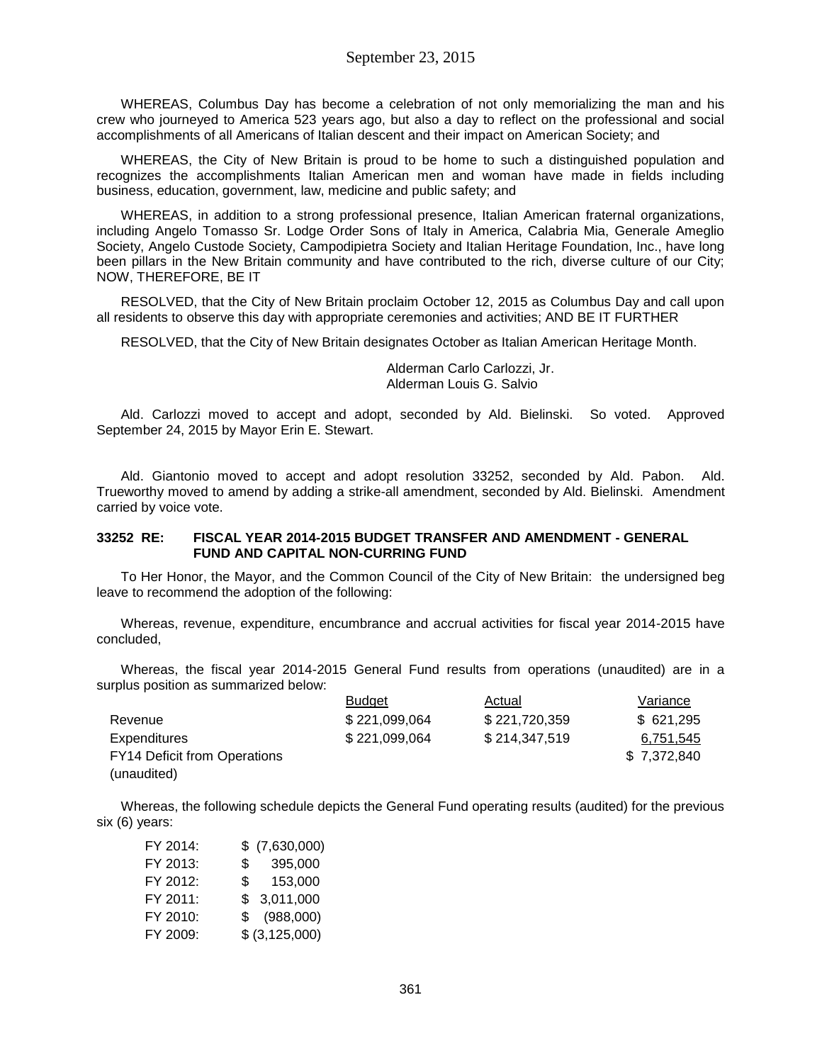WHEREAS, Columbus Day has become a celebration of not only memorializing the man and his crew who journeyed to America 523 years ago, but also a day to reflect on the professional and social accomplishments of all Americans of Italian descent and their impact on American Society; and

WHEREAS, the City of New Britain is proud to be home to such a distinguished population and recognizes the accomplishments Italian American men and woman have made in fields including business, education, government, law, medicine and public safety; and

WHEREAS, in addition to a strong professional presence, Italian American fraternal organizations, including Angelo Tomasso Sr. Lodge Order Sons of Italy in America, Calabria Mia, Generale Ameglio Society, Angelo Custode Society, Campodipietra Society and Italian Heritage Foundation, Inc., have long been pillars in the New Britain community and have contributed to the rich, diverse culture of our City; NOW, THEREFORE, BE IT

RESOLVED, that the City of New Britain proclaim October 12, 2015 as Columbus Day and call upon all residents to observe this day with appropriate ceremonies and activities; AND BE IT FURTHER

RESOLVED, that the City of New Britain designates October as Italian American Heritage Month.

Alderman Carlo Carlozzi, Jr.
Alderman Louis G. Salvio

Ald. Carlozzi moved to accept and adopt, seconded by Ald. Bielinski. So voted. Approved September 24, 2015 by Mayor Erin E. Stewart.

Ald. Giantonio moved to accept and adopt resolution 33252, seconded by Ald. Pabon. Ald. Trueworthy moved to amend by adding a strike-all amendment, seconded by Ald. Bielinski. Amendment carried by voice vote.

**33252 RE: FISCAL YEAR 2014-2015 BUDGET TRANSFER AND AMENDMENT - GENERAL FUND AND CAPITAL NON-CURRING FUND**

To Her Honor, the Mayor, and the Common Council of the City of New Britain: the undersigned beg leave to recommend the adoption of the following:

Whereas, revenue, expenditure, encumbrance and accrual activities for fiscal year 2014-2015 have concluded,

Whereas, the fiscal year 2014-2015 General Fund results from operations (unaudited) are in a surplus position as summarized below:

| | Budget | Actual | Variance |
|---|---|---|---|
| Revenue | $ 221,099,064 | $ 221,720,359 | $ 621,295 |
| Expenditures | $ 221,099,064 | $ 214,347,519 | 6,751,545 |
| FY14 Deficit from Operations (unaudited) | | | $ 7,372,840 |

Whereas, the following schedule depicts the General Fund operating results (audited) for the previous six (6) years:

| | |
|---|---|
| FY 2014: | $ (7,630,000) |
| FY 2013: | $ 395,000 |
| FY 2012: | $ 153,000 |
| FY 2011: | $ 3,011,000 |
| FY 2010: | $ (988,000) |
| FY 2009: | $ (3,125,000) |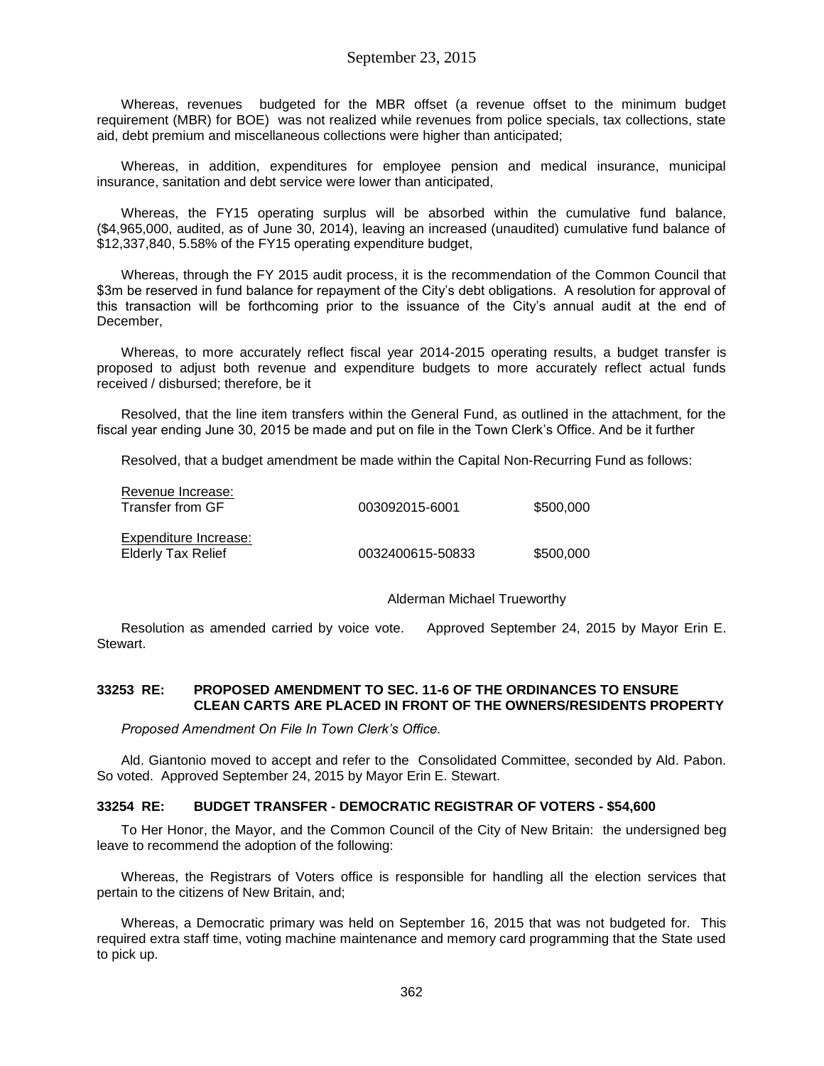Whereas, revenues budgeted for the MBR offset (a revenue offset to the minimum budget requirement (MBR) for BOE) was not realized while revenues from police specials, tax collections, state aid, debt premium and miscellaneous collections were higher than anticipated;

Whereas, in addition, expenditures for employee pension and medical insurance, municipal insurance, sanitation and debt service were lower than anticipated,

Whereas, the FY15 operating surplus will be absorbed within the cumulative fund balance, ($4,965,000, audited, as of June 30, 2014), leaving an increased (unaudited) cumulative fund balance of $12,337,840, 5.58% of the FY15 operating expenditure budget,

Whereas, through the FY 2015 audit process, it is the recommendation of the Common Council that $3m be reserved in fund balance for repayment of the City's debt obligations. A resolution for approval of this transaction will be forthcoming prior to the issuance of the City's annual audit at the end of December,

Whereas, to more accurately reflect fiscal year 2014-2015 operating results, a budget transfer is proposed to adjust both revenue and expenditure budgets to more accurately reflect actual funds received / disbursed; therefore, be it

Resolved, that the line item transfers within the General Fund, as outlined in the attachment, for the fiscal year ending June 30, 2015 be made and put on file in the Town Clerk's Office. And be it further

Resolved, that a budget amendment be made within the Capital Non-Recurring Fund as follows:

| | | |
|---|---|---|
| Revenue Increase: | | |
| Transfer from GF | 003092015-6001 | $500,000 |
| Expenditure Increase: | | |
| Elderly Tax Relief | 0032400615-50833 | $500,000 |

Alderman Michael Trueworthy

Resolution as amended carried by voice vote. Approved September 24, 2015 by Mayor Erin E. Stewart.

### 33253 RE: PROPOSED AMENDMENT TO SEC. 11-6 OF THE ORDINANCES TO ENSURE CLEAN CARTS ARE PLACED IN FRONT OF THE OWNERS/RESIDENTS PROPERTY

*Proposed Amendment On File In Town Clerk's Office.*

Ald. Giantonio moved to accept and refer to the Consolidated Committee, seconded by Ald. Pabon. So voted. Approved September 24, 2015 by Mayor Erin E. Stewart.

### 33254 RE: BUDGET TRANSFER - DEMOCRATIC REGISTRAR OF VOTERS - $54,600

To Her Honor, the Mayor, and the Common Council of the City of New Britain: the undersigned beg leave to recommend the adoption of the following:

Whereas, the Registrars of Voters office is responsible for handling all the election services that pertain to the citizens of New Britain, and;

Whereas, a Democratic primary was held on September 16, 2015 that was not budgeted for. This required extra staff time, voting machine maintenance and memory card programming that the State used to pick up.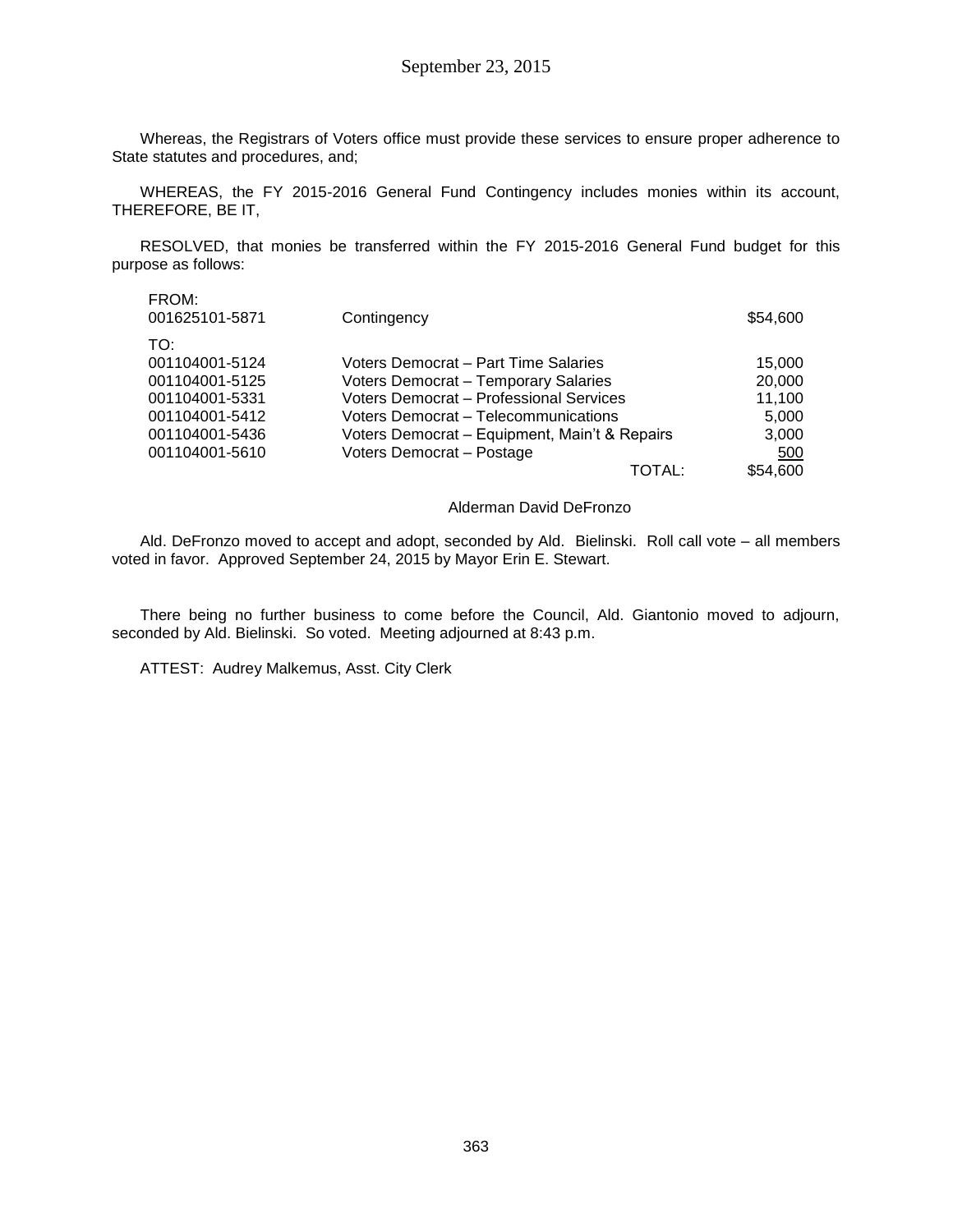Whereas, the Registrars of Voters office must provide these services to ensure proper adherence to State statutes and procedures, and;

WHEREAS, the FY 2015-2016 General Fund Contingency includes monies within its account, THEREFORE, BE IT,

RESOLVED, that monies be transferred within the FY 2015-2016 General Fund budget for this purpose as follows:

| | | |
|---|---|---|
| FROM: | | |
| 001625101-5871 | Contingency | $54,600 |
| TO: | | |
| 001104001-5124 | Voters Democrat – Part Time Salaries | 15,000 |
| 001104001-5125 | Voters Democrat – Temporary Salaries | 20,000 |
| 001104001-5331 | Voters Democrat – Professional Services | 11,100 |
| 001104001-5412 | Voters Democrat – Telecommunications | 5,000 |
| 001104001-5436 | Voters Democrat – Equipment, Main't & Repairs | 3,000 |
| 001104001-5610 | Voters Democrat – Postage | 500 |
| | TOTAL: | $54,600 |

Alderman David DeFronzo

Ald. DeFronzo moved to accept and adopt, seconded by Ald. Bielinski. Roll call vote – all members voted in favor. Approved September 24, 2015 by Mayor Erin E. Stewart.

There being no further business to come before the Council, Ald. Giantonio moved to adjourn, seconded by Ald. Bielinski. So voted. Meeting adjourned at 8:43 p.m.

ATTEST: Audrey Malkemus, Asst. City Clerk